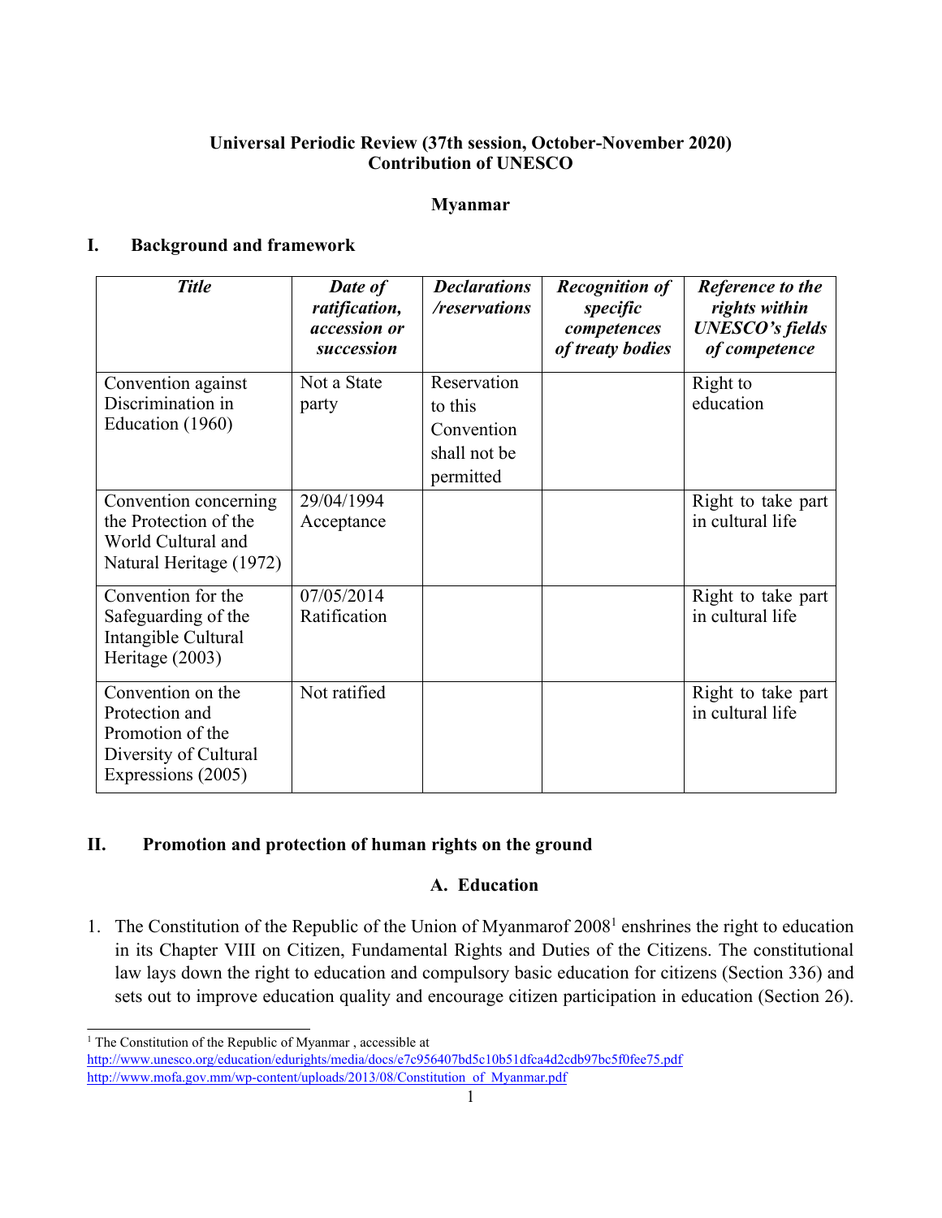**Universal Periodic Review (37th session, October-November 2020)**
**Contribution of UNESCO**

**Myanmar**

## I. Background and framework

| *Title* | *Date of ratification, accession or succession* | *Declarations /reservations* | *Recognition of specific competences of treaty bodies* | *Reference to the rights within UNESCO's fields of competence* |
|---|---|---|---|---|
| Convention against Discrimination in Education (1960) | Not a State party | Reservation to this Convention shall not be permitted | | Right to education |
| Convention concerning the Protection of the World Cultural and Natural Heritage (1972) | 29/04/1994 Acceptance | | | Right to take part in cultural life |
| Convention for the Safeguarding of the Intangible Cultural Heritage (2003) | 07/05/2014 Ratification | | | Right to take part in cultural life |
| Convention on the Protection and Promotion of the Diversity of Cultural Expressions (2005) | Not ratified | | | Right to take part in cultural life |

## II. Promotion and protection of human rights on the ground

### A. Education

1. The Constitution of the Republic of the Union of Myanmarof 2008[1] enshrines the right to education in its Chapter VIII on Citizen, Fundamental Rights and Duties of the Citizens. The constitutional law lays down the right to education and compulsory basic education for citizens (Section 336) and sets out to improve education quality and encourage citizen participation in education (Section 26).

[1] The Constitution of the Republic of Myanmar , accessible at http://www.unesco.org/education/edurights/media/docs/e7c956407bd5c10b51dfca4d2cdb97bc5f0fee75.pdf http://www.mofa.gov.mm/wp-content/uploads/2013/08/Constitution_of_Myanmar.pdf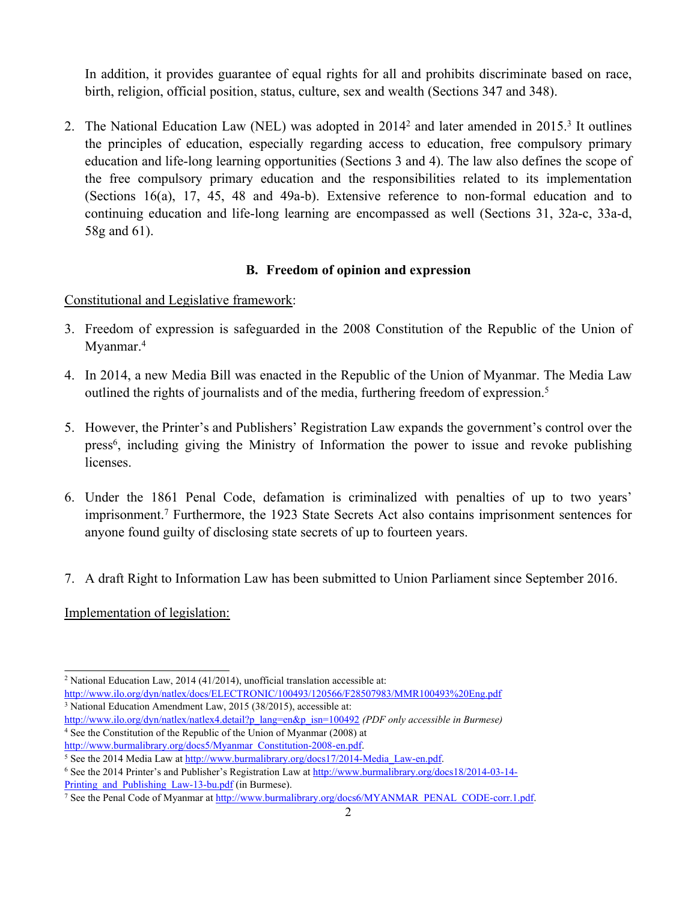In addition, it provides guarantee of equal rights for all and prohibits discriminate based on race, birth, religion, official position, status, culture, sex and wealth (Sections 347 and 348).

2. The National Education Law (NEL) was adopted in 2014[2] and later amended in 2015.[3] It outlines the principles of education, especially regarding access to education, free compulsory primary education and life-long learning opportunities (Sections 3 and 4). The law also defines the scope of the free compulsory primary education and the responsibilities related to its implementation (Sections 16(a), 17, 45, 48 and 49a-b). Extensive reference to non-formal education and to continuing education and life-long learning are encompassed as well (Sections 31, 32a-c, 33a-d, 58g and 61).

### B. Freedom of opinion and expression

Constitutional and Legislative framework:

3. Freedom of expression is safeguarded in the 2008 Constitution of the Republic of the Union of Myanmar.[4]

4. In 2014, a new Media Bill was enacted in the Republic of the Union of Myanmar. The Media Law outlined the rights of journalists and of the media, furthering freedom of expression.[5]

5. However, the Printer's and Publishers' Registration Law expands the government's control over the press[6], including giving the Ministry of Information the power to issue and revoke publishing licenses.

6. Under the 1861 Penal Code, defamation is criminalized with penalties of up to two years' imprisonment.[7] Furthermore, the 1923 State Secrets Act also contains imprisonment sentences for anyone found guilty of disclosing state secrets of up to fourteen years.

7. A draft Right to Information Law has been submitted to Union Parliament since September 2016.

Implementation of legislation:

---

[2] National Education Law, 2014 (41/2014), unofficial translation accessible at: http://www.ilo.org/dyn/natlex/docs/ELECTRONIC/100493/120566/F28507983/MMR100493%20Eng.pdf

[3] National Education Amendment Law, 2015 (38/2015), accessible at: http://www.ilo.org/dyn/natlex/natlex4.detail?p_lang=en&p_isn=100492 *(PDF only accessible in Burmese)*

[4] See the Constitution of the Republic of the Union of Myanmar (2008) at http://www.burmalibrary.org/docs5/Myanmar_Constitution-2008-en.pdf.

[5] See the 2014 Media Law at http://www.burmalibrary.org/docs17/2014-Media_Law-en.pdf.

[6] See the 2014 Printer's and Publisher's Registration Law at http://www.burmalibrary.org/docs18/2014-03-14-Printing_and_Publishing_Law-13-bu.pdf (in Burmese).

[7] See the Penal Code of Myanmar at http://www.burmalibrary.org/docs6/MYANMAR_PENAL_CODE-corr.1.pdf.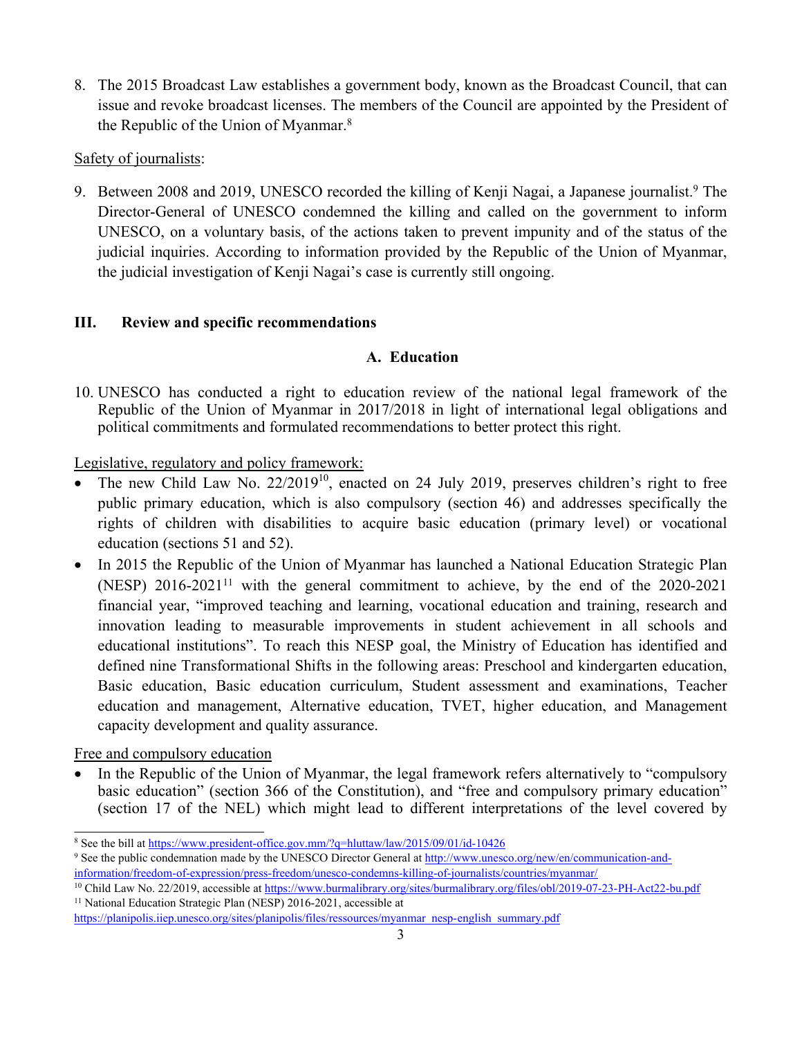8. The 2015 Broadcast Law establishes a government body, known as the Broadcast Council, that can issue and revoke broadcast licenses. The members of the Council are appointed by the President of the Republic of the Union of Myanmar.[8]

Safety of journalists:

9. Between 2008 and 2019, UNESCO recorded the killing of Kenji Nagai, a Japanese journalist.[9] The Director-General of UNESCO condemned the killing and called on the government to inform UNESCO, on a voluntary basis, of the actions taken to prevent impunity and of the status of the judicial inquiries. According to information provided by the Republic of the Union of Myanmar, the judicial investigation of Kenji Nagai's case is currently still ongoing.

## III. Review and specific recommendations

### A. Education

10. UNESCO has conducted a right to education review of the national legal framework of the Republic of the Union of Myanmar in 2017/2018 in light of international legal obligations and political commitments and formulated recommendations to better protect this right.

Legislative, regulatory and policy framework:

- The new Child Law No. 22/2019[10], enacted on 24 July 2019, preserves children's right to free public primary education, which is also compulsory (section 46) and addresses specifically the rights of children with disabilities to acquire basic education (primary level) or vocational education (sections 51 and 52).
- In 2015 the Republic of the Union of Myanmar has launched a National Education Strategic Plan (NESP) 2016-2021[11] with the general commitment to achieve, by the end of the 2020-2021 financial year, "improved teaching and learning, vocational education and training, research and innovation leading to measurable improvements in student achievement in all schools and educational institutions". To reach this NESP goal, the Ministry of Education has identified and defined nine Transformational Shifts in the following areas: Preschool and kindergarten education, Basic education, Basic education curriculum, Student assessment and examinations, Teacher education and management, Alternative education, TVET, higher education, and Management capacity development and quality assurance.

Free and compulsory education

- In the Republic of the Union of Myanmar, the legal framework refers alternatively to "compulsory basic education" (section 366 of the Constitution), and "free and compulsory primary education" (section 17 of the NEL) which might lead to different interpretations of the level covered by

---

[8] See the bill at https://www.president-office.gov.mm/?q=hluttaw/law/2015/09/01/id-10426

[9] See the public condemnation made by the UNESCO Director General at http://www.unesco.org/new/en/communication-and-information/freedom-of-expression/press-freedom/unesco-condemns-killing-of-journalists/countries/myanmar/

[10] Child Law No. 22/2019, accessible at https://www.burmalibrary.org/sites/burmalibrary.org/files/obl/2019-07-23-PH-Act22-bu.pdf

[11] National Education Strategic Plan (NESP) 2016-2021, accessible at https://planipolis.iiep.unesco.org/sites/planipolis/files/ressources/myanmar_nesp-english_summary.pdf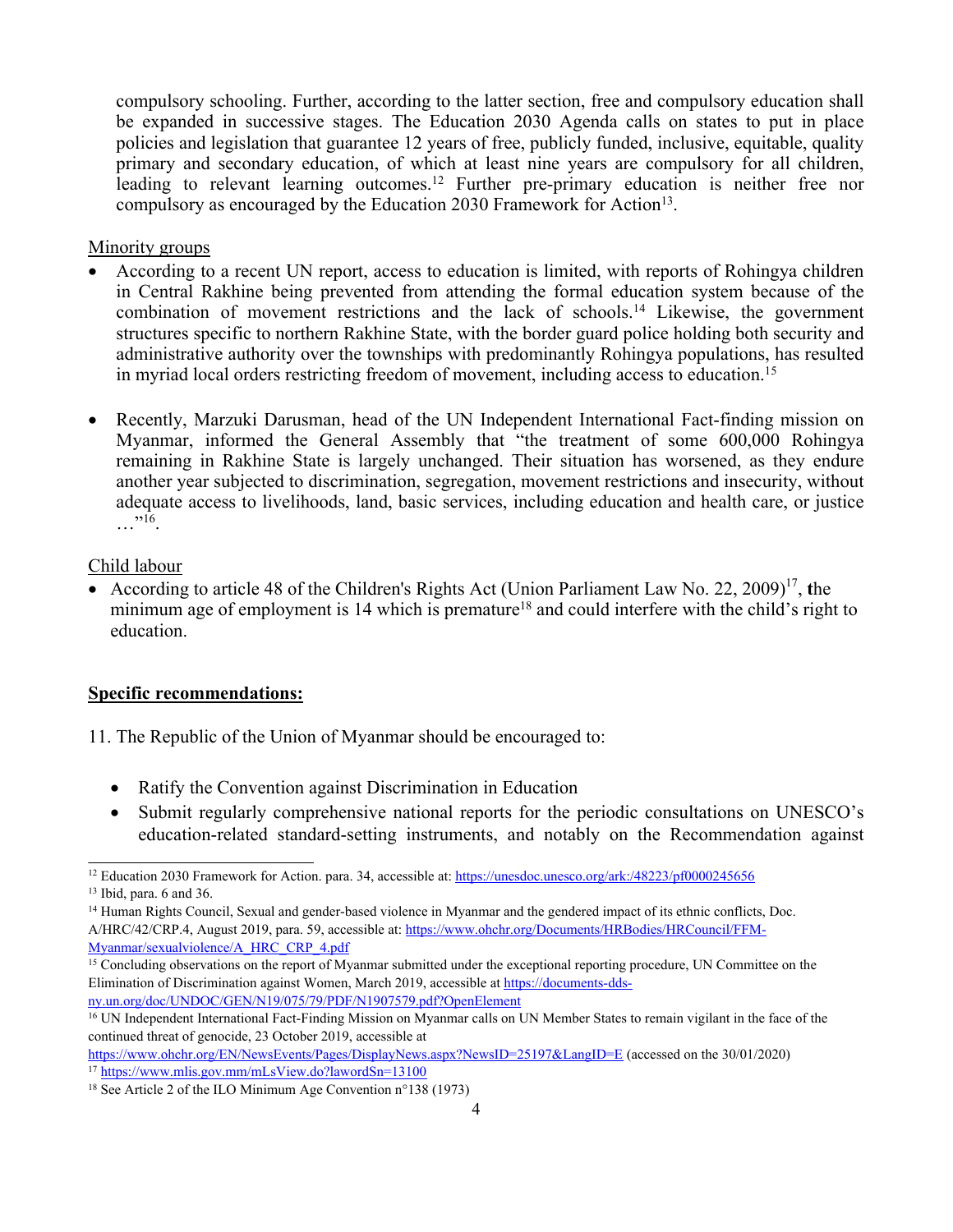compulsory schooling. Further, according to the latter section, free and compulsory education shall be expanded in successive stages. The Education 2030 Agenda calls on states to put in place policies and legislation that guarantee 12 years of free, publicly funded, inclusive, equitable, quality primary and secondary education, of which at least nine years are compulsory for all children, leading to relevant learning outcomes.[12] Further pre-primary education is neither free nor compulsory as encouraged by the Education 2030 Framework for Action[13].

Minority groups

- According to a recent UN report, access to education is limited, with reports of Rohingya children in Central Rakhine being prevented from attending the formal education system because of the combination of movement restrictions and the lack of schools.[14] Likewise, the government structures specific to northern Rakhine State, with the border guard police holding both security and administrative authority over the townships with predominantly Rohingya populations, has resulted in myriad local orders restricting freedom of movement, including access to education.[15]

- Recently, Marzuki Darusman, head of the UN Independent International Fact-finding mission on Myanmar, informed the General Assembly that "the treatment of some 600,000 Rohingya remaining in Rakhine State is largely unchanged. Their situation has worsened, as they endure another year subjected to discrimination, segregation, movement restrictions and insecurity, without adequate access to livelihoods, land, basic services, including education and health care, or justice …"[16].

Child labour

- According to article 48 of the Children's Rights Act (Union Parliament Law No. 22, 2009)[17], **t**he minimum age of employment is 14 which is premature[18] and could interfere with the child's right to education.

**Specific recommendations:**

11. The Republic of the Union of Myanmar should be encouraged to:

- Ratify the Convention against Discrimination in Education
- Submit regularly comprehensive national reports for the periodic consultations on UNESCO's education-related standard-setting instruments, and notably on the Recommendation against

---

[12] Education 2030 Framework for Action. para. 34, accessible at: https://unesdoc.unesco.org/ark:/48223/pf0000245656

[13] Ibid, para. 6 and 36.

[14] Human Rights Council, Sexual and gender-based violence in Myanmar and the gendered impact of its ethnic conflicts, Doc. A/HRC/42/CRP.4, August 2019, para. 59, accessible at: https://www.ohchr.org/Documents/HRBodies/HRCouncil/FFM-Myanmar/sexualviolence/A_HRC_CRP_4.pdf

[15] Concluding observations on the report of Myanmar submitted under the exceptional reporting procedure, UN Committee on the Elimination of Discrimination against Women, March 2019, accessible at https://documents-dds-ny.un.org/doc/UNDOC/GEN/N19/075/79/PDF/N1907579.pdf?OpenElement

[16] UN Independent International Fact-Finding Mission on Myanmar calls on UN Member States to remain vigilant in the face of the continued threat of genocide, 23 October 2019, accessible at https://www.ohchr.org/EN/NewsEvents/Pages/DisplayNews.aspx?NewsID=25197&LangID=E (accessed on the 30/01/2020)

[17] https://www.mlis.gov.mm/mLsView.do?lawordSn=13100

[18] See Article 2 of the ILO Minimum Age Convention n°138 (1973)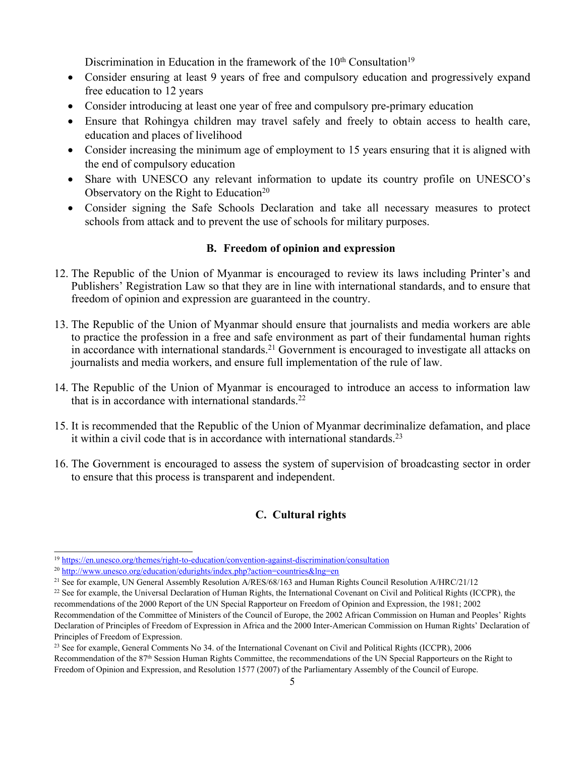Discrimination in Education in the framework of the 10th Consultation[19]

- Consider ensuring at least 9 years of free and compulsory education and progressively expand free education to 12 years
- Consider introducing at least one year of free and compulsory pre-primary education
- Ensure that Rohingya children may travel safely and freely to obtain access to health care, education and places of livelihood
- Consider increasing the minimum age of employment to 15 years ensuring that it is aligned with the end of compulsory education
- Share with UNESCO any relevant information to update its country profile on UNESCO's Observatory on the Right to Education[20]
- Consider signing the Safe Schools Declaration and take all necessary measures to protect schools from attack and to prevent the use of schools for military purposes.

### B. Freedom of opinion and expression

12. The Republic of the Union of Myanmar is encouraged to review its laws including Printer's and Publishers' Registration Law so that they are in line with international standards, and to ensure that freedom of opinion and expression are guaranteed in the country.

13. The Republic of the Union of Myanmar should ensure that journalists and media workers are able to practice the profession in a free and safe environment as part of their fundamental human rights in accordance with international standards.[21] Government is encouraged to investigate all attacks on journalists and media workers, and ensure full implementation of the rule of law.

14. The Republic of the Union of Myanmar is encouraged to introduce an access to information law that is in accordance with international standards.[22]

15. It is recommended that the Republic of the Union of Myanmar decriminalize defamation, and place it within a civil code that is in accordance with international standards.[23]

16. The Government is encouraged to assess the system of supervision of broadcasting sector in order to ensure that this process is transparent and independent.

### C. Cultural rights

---

[19] https://en.unesco.org/themes/right-to-education/convention-against-discrimination/consultation

[20] http://www.unesco.org/education/edurights/index.php?action=countries&lng=en

[21] See for example, UN General Assembly Resolution A/RES/68/163 and Human Rights Council Resolution A/HRC/21/12

[22] See for example, the Universal Declaration of Human Rights, the International Covenant on Civil and Political Rights (ICCPR), the recommendations of the 2000 Report of the UN Special Rapporteur on Freedom of Opinion and Expression, the 1981; 2002 Recommendation of the Committee of Ministers of the Council of Europe, the 2002 African Commission on Human and Peoples' Rights Declaration of Principles of Freedom of Expression in Africa and the 2000 Inter-American Commission on Human Rights' Declaration of Principles of Freedom of Expression.

[23] See for example, General Comments No 34. of the International Covenant on Civil and Political Rights (ICCPR), 2006 Recommendation of the 87th Session Human Rights Committee, the recommendations of the UN Special Rapporteurs on the Right to Freedom of Opinion and Expression, and Resolution 1577 (2007) of the Parliamentary Assembly of the Council of Europe.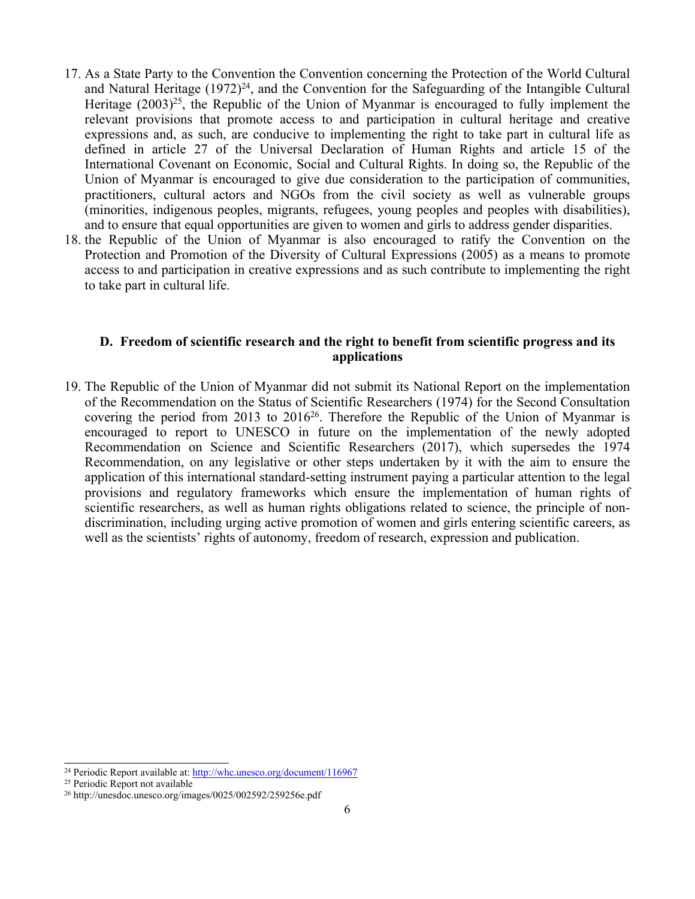17. As a State Party to the Convention the Convention concerning the Protection of the World Cultural and Natural Heritage (1972)[24], and the Convention for the Safeguarding of the Intangible Cultural Heritage (2003)[25], the Republic of the Union of Myanmar is encouraged to fully implement the relevant provisions that promote access to and participation in cultural heritage and creative expressions and, as such, are conducive to implementing the right to take part in cultural life as defined in article 27 of the Universal Declaration of Human Rights and article 15 of the International Covenant on Economic, Social and Cultural Rights. In doing so, the Republic of the Union of Myanmar is encouraged to give due consideration to the participation of communities, practitioners, cultural actors and NGOs from the civil society as well as vulnerable groups (minorities, indigenous peoples, migrants, refugees, young peoples and peoples with disabilities), and to ensure that equal opportunities are given to women and girls to address gender disparities.
18. the Republic of the Union of Myanmar is also encouraged to ratify the Convention on the Protection and Promotion of the Diversity of Cultural Expressions (2005) as a means to promote access to and participation in creative expressions and as such contribute to implementing the right to take part in cultural life.

### D. Freedom of scientific research and the right to benefit from scientific progress and its applications

19. The Republic of the Union of Myanmar did not submit its National Report on the implementation of the Recommendation on the Status of Scientific Researchers (1974) for the Second Consultation covering the period from 2013 to 2016[26]. Therefore the Republic of the Union of Myanmar is encouraged to report to UNESCO in future on the implementation of the newly adopted Recommendation on Science and Scientific Researchers (2017), which supersedes the 1974 Recommendation, on any legislative or other steps undertaken by it with the aim to ensure the application of this international standard-setting instrument paying a particular attention to the legal provisions and regulatory frameworks which ensure the implementation of human rights of scientific researchers, as well as human rights obligations related to science, the principle of non-discrimination, including urging active promotion of women and girls entering scientific careers, as well as the scientists' rights of autonomy, freedom of research, expression and publication.

---

[24] Periodic Report available at: http://whc.unesco.org/document/116967

[25] Periodic Report not available

[26] http://unesdoc.unesco.org/images/0025/002592/259256e.pdf